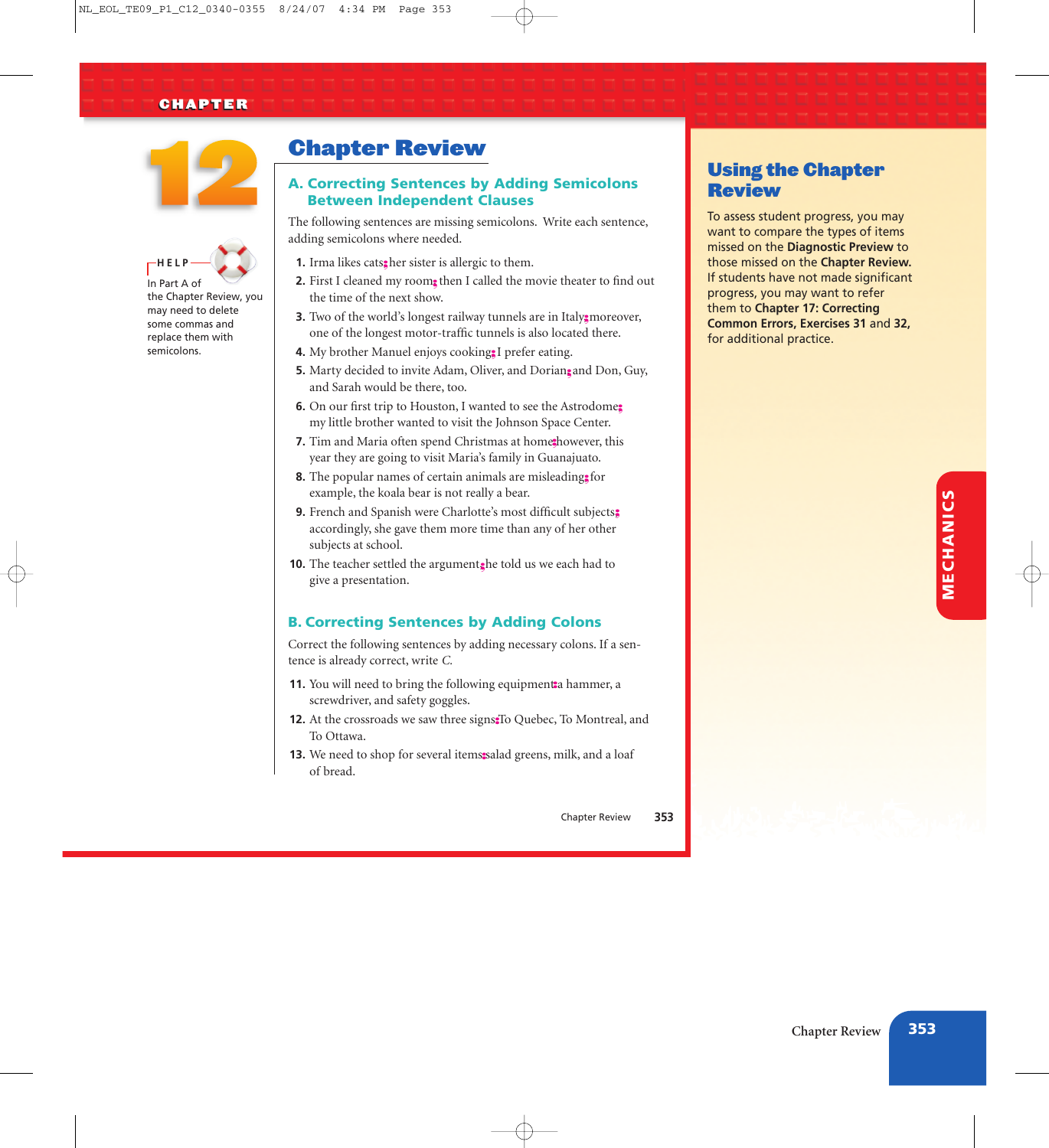CHAPTER 12

# Chapter Review

## A. Correcting Sentences by Adding Semicolons Between Independent Clauses

The following sentences are missing semicolons. Write each sentence, adding semicolons where needed.

1. Irma likes cats; her sister is allergic to them.
2. First I cleaned my room; then I called the movie theater to find out the time of the next show.
3. Two of the world's longest railway tunnels are in Italy; moreover, one of the longest motor-traffic tunnels is also located there.
4. My brother Manuel enjoys cooking; I prefer eating.
5. Marty decided to invite Adam, Oliver, and Dorian; and Don, Guy, and Sarah would be there, too.
6. On our first trip to Houston, I wanted to see the Astrodome; my little brother wanted to visit the Johnson Space Center.
7. Tim and Maria often spend Christmas at home; however, this year they are going to visit Maria's family in Guanajuato.
8. The popular names of certain animals are misleading; for example, the koala bear is not really a bear.
9. French and Spanish were Charlotte's most difficult subjects; accordingly, she gave them more time than any of her other subjects at school.
10. The teacher settled the argument; he told us we each had to give a presentation.

**HELP** In Part A of the Chapter Review, you may need to delete some commas and replace them with semicolons.

## B. Correcting Sentences by Adding Colons

Correct the following sentences by adding necessary colons. If a sentence is already correct, write *C.*

11. You will need to bring the following equipment: a hammer, a screwdriver, and safety goggles.
12. At the crossroads we saw three signs: To Quebec, To Montreal, and To Ottawa.
13. We need to shop for several items: salad greens, milk, and a loaf of bread.

## Using the Chapter Review

To assess student progress, you may want to compare the types of items missed on the **Diagnostic Preview** to those missed on the **Chapter Review.** If students have not made significant progress, you may want to refer them to **Chapter 17: Correcting Common Errors, Exercises 31** and **32,** for additional practice.

MECHANICS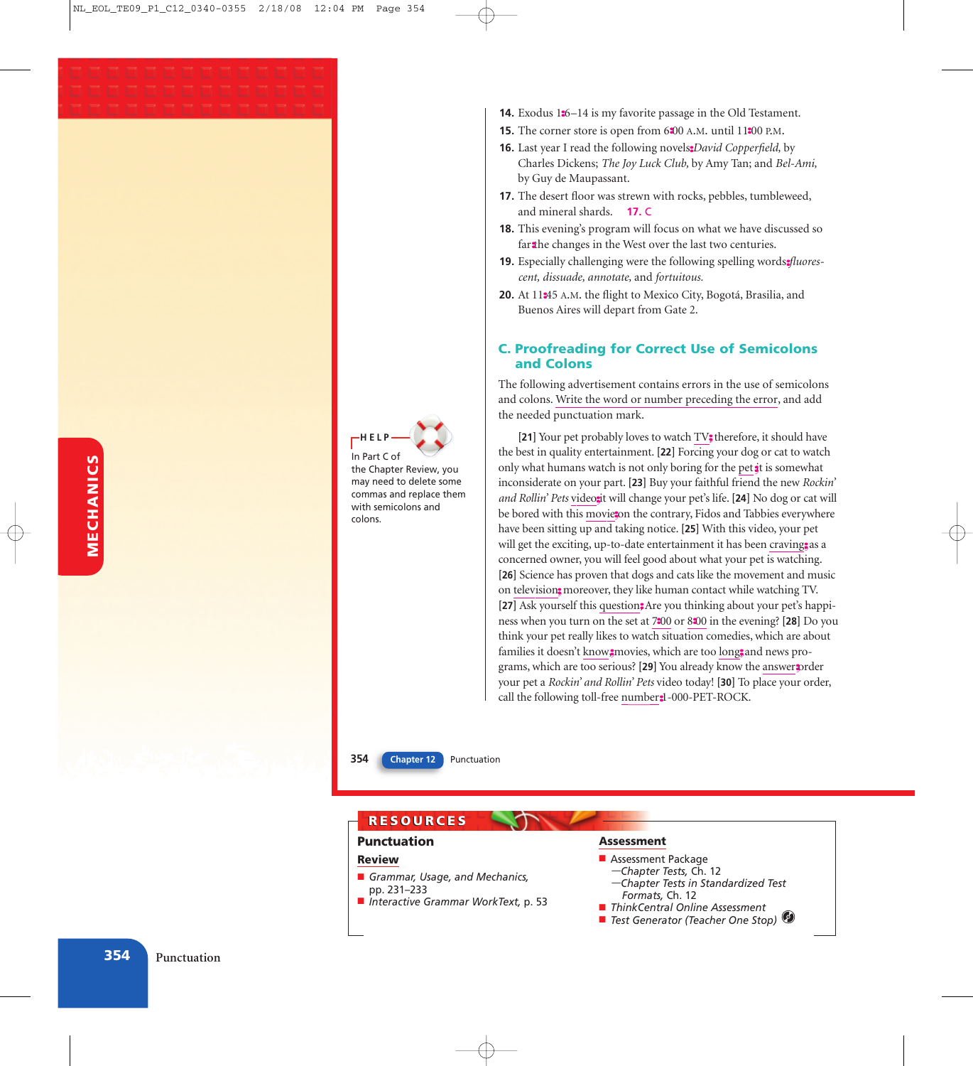**14.** Exodus 1:6–14 is my favorite passage in the Old Testament.

**15.** The corner store is open from 6:00 A.M. until 11:00 P.M.

**16.** Last year I read the following novels: *David Copperfield,* by Charles Dickens; *The Joy Luck Club,* by Amy Tan; and *Bel-Ami,* by Guy de Maupassant.

**17.** The desert floor was strewn with rocks, pebbles, tumbleweed, and mineral shards. 17. C

**18.** This evening's program will focus on what we have discussed so far: the changes in the West over the last two centuries.

**19.** Especially challenging were the following spelling words: *fluorescent, dissuade, annotate,* and *fortuitous.*

**20.** At 11:45 A.M. the flight to Mexico City, Bogotá, Brasilia, and Buenos Aires will depart from Gate 2.

## C. Proofreading for Correct Use of Semicolons and Colons

The following advertisement contains errors in the use of semicolons and colons. Write the word or number preceding the error, and add the needed punctuation mark.

[21] Your pet probably loves to watch TV; therefore, it should have the best in quality entertainment. [22] Forcing your dog or cat to watch only what humans watch is not only boring for the pet; it is somewhat inconsiderate on your part. [23] Buy your faithful friend the new *Rockin' and Rollin' Pets* video; it will change your pet's life. [24] No dog or cat will be bored with this movie; on the contrary, Fidos and Tabbies everywhere have been sitting up and taking notice. [25] With this video, your pet will get the exciting, up-to-date entertainment it has been craving; as a concerned owner, you will feel good about what your pet is watching. [26] Science has proven that dogs and cats like the movement and music on television; moreover, they like human contact while watching TV. [27] Ask yourself this question: Are you thinking about your pet's happiness when you turn on the set at 7:00 or 8:00 in the evening? [28] Do you think your pet really likes to watch situation comedies, which are about families it doesn't know; movies, which are too long; and news programs, which are too serious? [29] You already know the answer: order your pet a *Rockin' and Rollin' Pets* video today! [30] To place your order, call the following toll-free number: 1-000-PET-ROCK.

HELP

In Part C of the Chapter Review, you may need to delete some commas and replace them with semicolons and colons.

**RESOURCES**

**Punctuation**

**Review**

- *Grammar, Usage, and Mechanics,* pp. 231–233
- *Interactive Grammar WorkText,* p. 53

**Assessment**

- Assessment Package
  —*Chapter Tests,* Ch. 12
  —*Chapter Tests in Standardized Test Formats,* Ch. 12
- *ThinkCentral Online Assessment*
- *Test Generator (Teacher One Stop)*